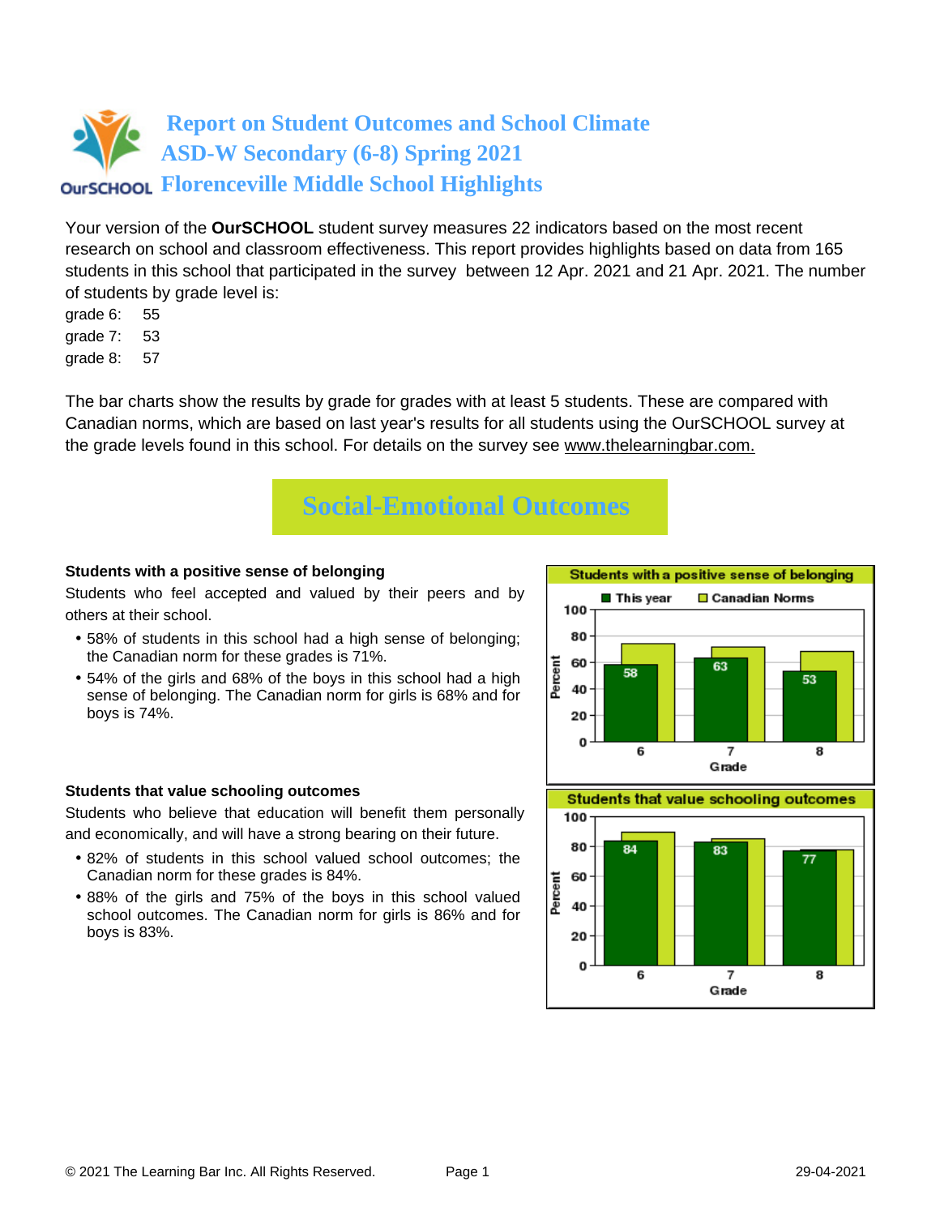# Report on Student Outcomes and School Climate
# ASD-W Secondary (6-8) Spring 2021
# Florenceville Middle School Highlights

Your version of the **OurSCHOOL** student survey measures 22 indicators based on the most recent research on school and classroom effectiveness. This report provides highlights based on data from 165 students in this school that participated in the survey between 12 Apr. 2021 and 21 Apr. 2021. The number of students by grade level is:

grade 6: 55
grade 7: 53
grade 8: 57

The bar charts show the results by grade for grades with at least 5 students. These are compared with Canadian norms, which are based on last year's results for all students using the OurSCHOOL survey at the grade levels found in this school. For details on the survey see www.thelearningbar.com.

## Social-Emotional Outcomes

**Students with a positive sense of belonging**

Students who feel accepted and valued by their peers and by others at their school.

- 58% of students in this school had a high sense of belonging; the Canadian norm for these grades is 71%.
- 54% of the girls and 68% of the boys in this school had a high sense of belonging. The Canadian norm for girls is 68% and for boys is 74%.

Students with a positive sense of belonging

| Grade | This year | Canadian Norms |
|---|---|---|
| 6 | 58 | |
| 7 | 63 | |
| 8 | 53 | |

**Students that value schooling outcomes**

Students who believe that education will benefit them personally and economically, and will have a strong bearing on their future.

- 82% of students in this school valued school outcomes; the Canadian norm for these grades is 84%.
- 88% of the girls and 75% of the boys in this school valued school outcomes. The Canadian norm for girls is 86% and for boys is 83%.

Students that value schooling outcomes

| Grade | This year | Canadian Norms |
|---|---|---|
| 6 | 84 | |
| 7 | 83 | |
| 8 | 77 | |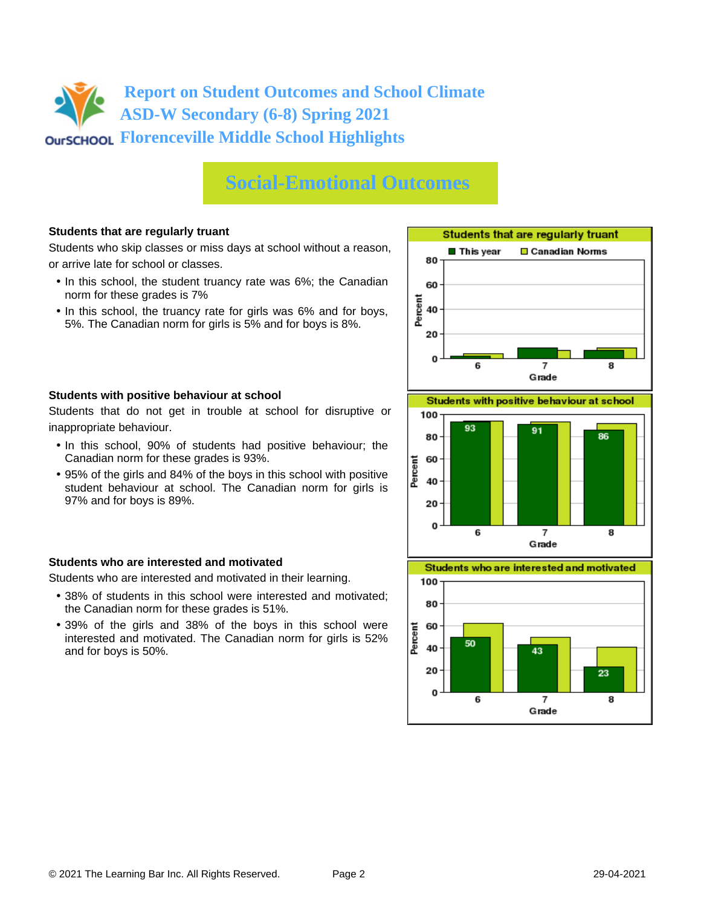# Report on Student Outcomes and School Climate
## ASD-W Secondary (6-8) Spring 2021
## Florenceville Middle School Highlights

## Social-Emotional Outcomes

**Students that are regularly truant**

Students who skip classes or miss days at school without a reason, or arrive late for school or classes.

- In this school, the student truancy rate was 6%; the Canadian norm for these grades is 7%
- In this school, the truancy rate for girls was 6% and for boys, 5%. The Canadian norm for girls is 5% and for boys is 8%.

**Students with positive behaviour at school**

Students that do not get in trouble at school for disruptive or inappropriate behaviour.

- In this school, 90% of students had positive behaviour; the Canadian norm for these grades is 93%.
- 95% of the girls and 84% of the boys in this school with positive student behaviour at school. The Canadian norm for girls is 97% and for boys is 89%.

**Students who are interested and motivated**

Students who are interested and motivated in their learning.

- 38% of students in this school were interested and motivated; the Canadian norm for these grades is 51%.
- 39% of the girls and 38% of the boys in this school were interested and motivated. The Canadian norm for girls is 52% and for boys is 50%.

**Students that are regularly truant**

| Grade | This year | Canadian Norms |
|---|---|---|
| 6 | | |
| 7 | | |
| 8 | | |

**Students with positive behaviour at school**

| Grade | This year | Canadian Norms |
|---|---|---|
| 6 | 93 | |
| 7 | 91 | |
| 8 | 86 | |

**Students who are interested and motivated**

| Grade | This year | Canadian Norms |
|---|---|---|
| 6 | 50 | |
| 7 | 43 | |
| 8 | 23 | |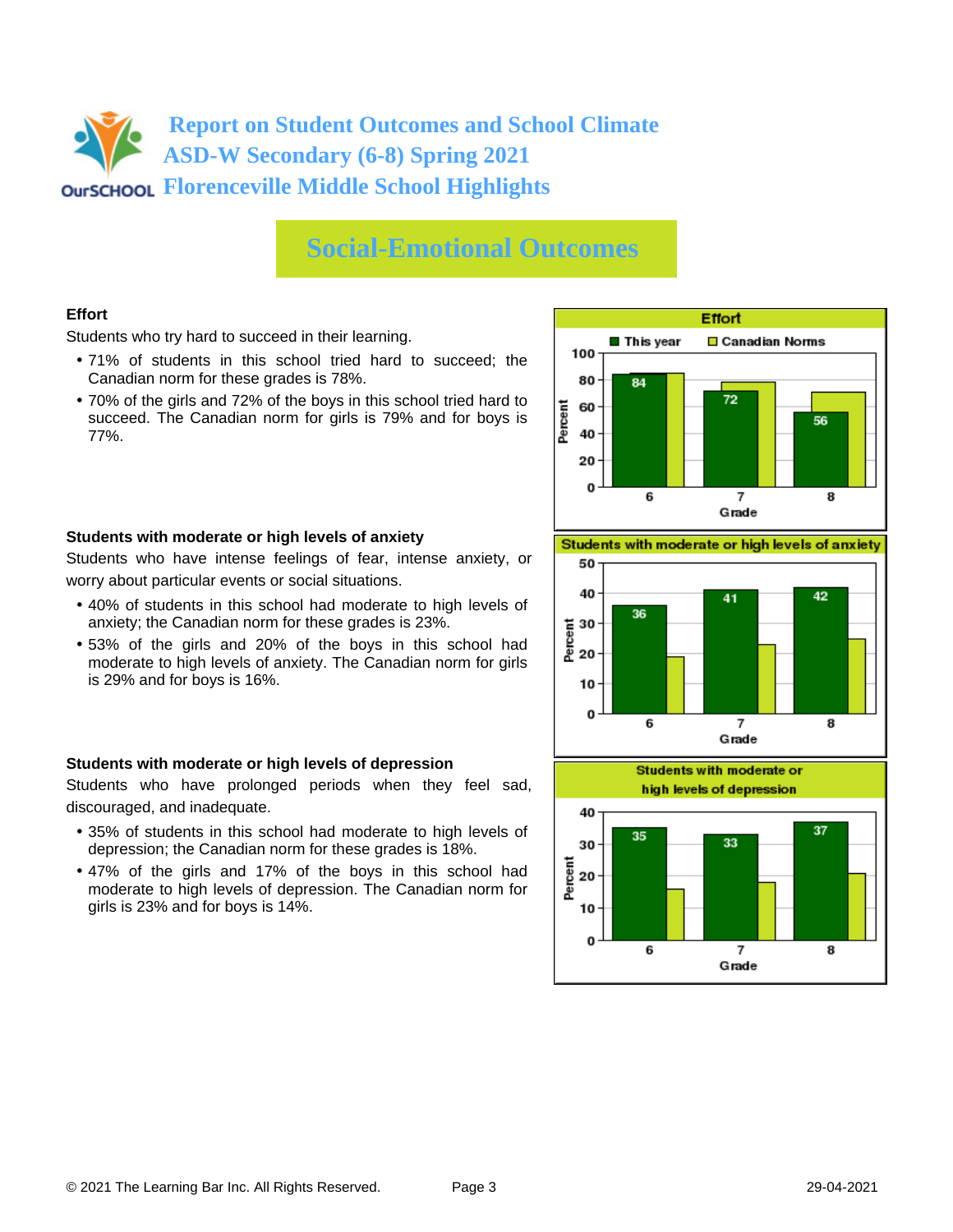# Report on Student Outcomes and School Climate
## ASD-W Secondary (6-8) Spring 2021
## Florenceville Middle School Highlights

## Social-Emotional Outcomes

### Effort

Students who try hard to succeed in their learning.

- 71% of students in this school tried hard to succeed; the Canadian norm for these grades is 78%.
- 70% of the girls and 72% of the boys in this school tried hard to succeed. The Canadian norm for girls is 79% and for boys is 77%.

**Effort**

| Grade | This year | Canadian Norms |
|---|---|---|
| 6 | 84 | |
| 7 | 72 | |
| 8 | 56 | |

### Students with moderate or high levels of anxiety

Students who have intense feelings of fear, intense anxiety, or worry about particular events or social situations.

- 40% of students in this school had moderate to high levels of anxiety; the Canadian norm for these grades is 23%.
- 53% of the girls and 20% of the boys in this school had moderate to high levels of anxiety. The Canadian norm for girls is 29% and for boys is 16%.

**Students with moderate or high levels of anxiety**

| Grade | This year | Canadian Norms |
|---|---|---|
| 6 | 36 | |
| 7 | 41 | |
| 8 | 42 | |

### Students with moderate or high levels of depression

Students who have prolonged periods when they feel sad, discouraged, and inadequate.

- 35% of students in this school had moderate to high levels of depression; the Canadian norm for these grades is 18%.
- 47% of the girls and 17% of the boys in this school had moderate to high levels of depression. The Canadian norm for girls is 23% and for boys is 14%.

**Students with moderate or high levels of depression**

| Grade | This year | Canadian Norms |
|---|---|---|
| 6 | 35 | |
| 7 | 33 | |
| 8 | 37 | |

© 2021 The Learning Bar Inc. All Rights Reserved. 29-04-2021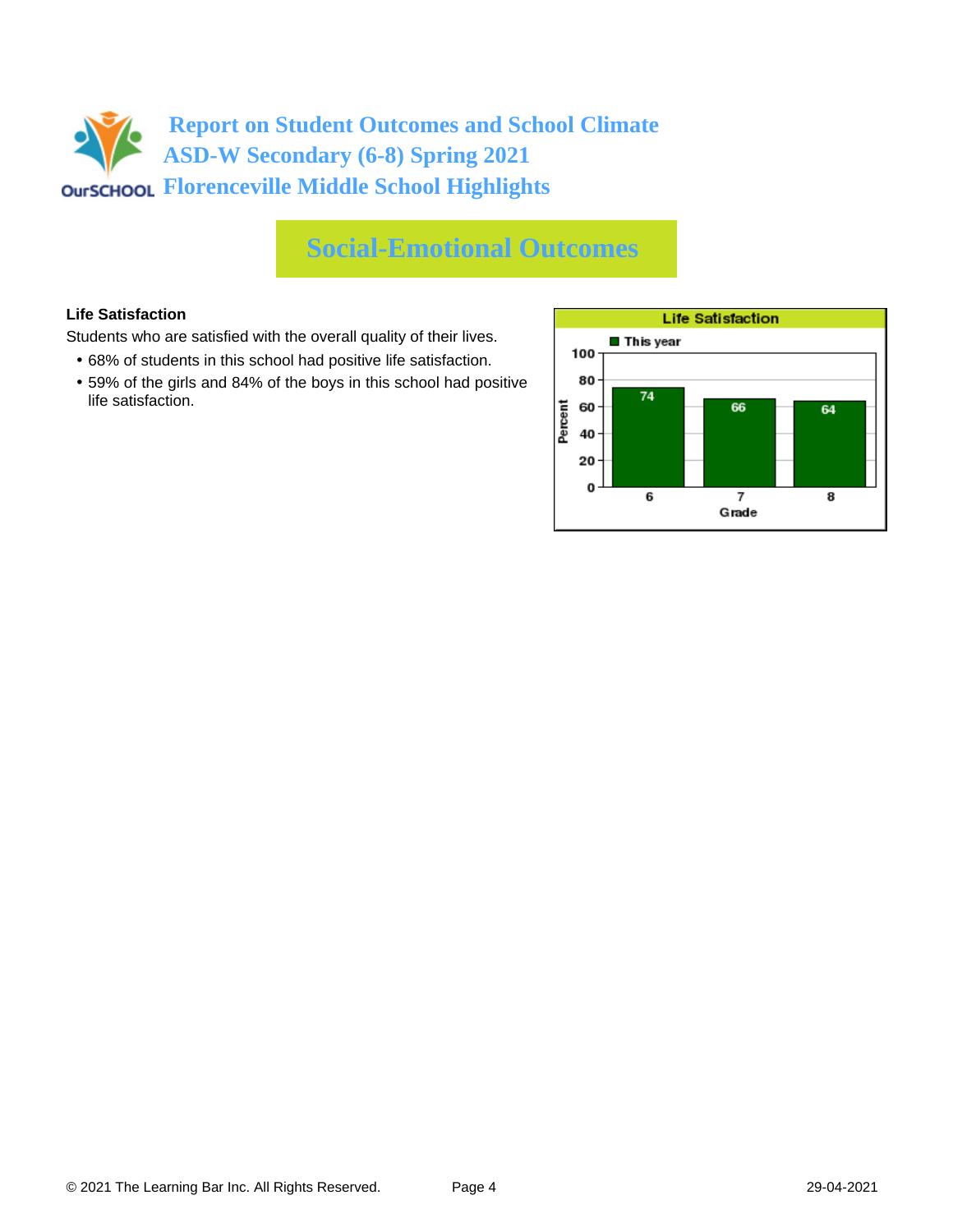# Report on Student Outcomes and School Climate
## ASD-W Secondary (6-8) Spring 2021
## Florenceville Middle School Highlights

## Social-Emotional Outcomes

**Life Satisfaction**

Students who are satisfied with the overall quality of their lives.

- 68% of students in this school had positive life satisfaction.
- 59% of the girls and 84% of the boys in this school had positive life satisfaction.

**Life Satisfaction**

| Grade | This year (Percent) |
|---|---|
| 6 | 74 |
| 7 | 66 |
| 8 | 64 |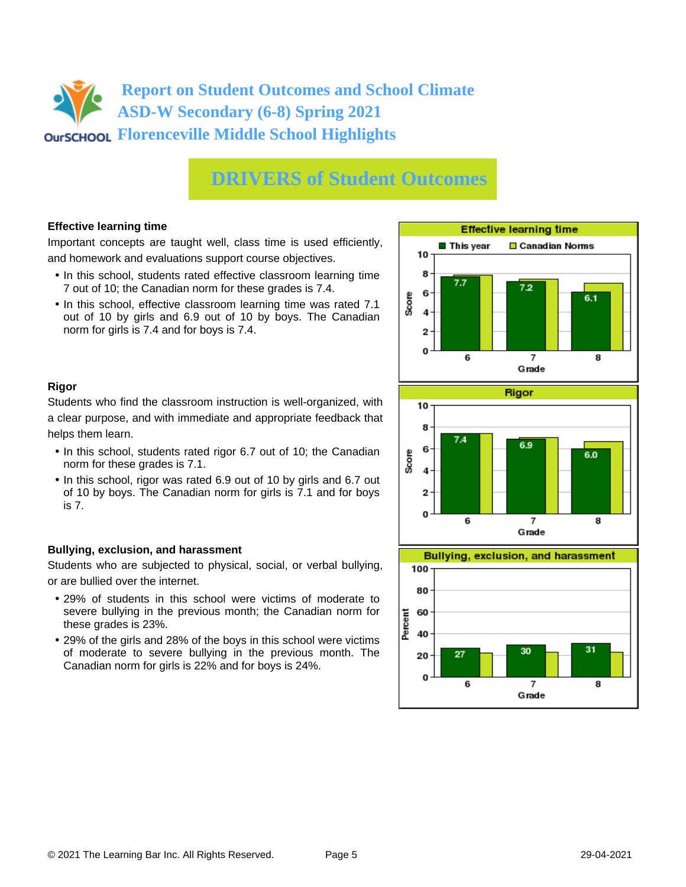# Report on Student Outcomes and School Climate
# ASD-W Secondary (6-8) Spring 2021
# Florenceville Middle School Highlights

## DRIVERS of Student Outcomes

### Effective learning time

Important concepts are taught well, class time is used efficiently, and homework and evaluations support course objectives.

- In this school, students rated effective classroom learning time 7 out of 10; the Canadian norm for these grades is 7.4.
- In this school, effective classroom learning time was rated 7.1 out of 10 by girls and 6.9 out of 10 by boys. The Canadian norm for girls is 7.4 and for boys is 7.4.

**Effective learning time** (Score)

| Grade | This year | Canadian Norms |
|---|---|---|
| 6 | 7.7 | |
| 7 | 7.2 | |
| 8 | 6.1 | |

### Rigor

Students who find the classroom instruction is well-organized, with a clear purpose, and with immediate and appropriate feedback that helps them learn.

- In this school, students rated rigor 6.7 out of 10; the Canadian norm for these grades is 7.1.
- In this school, rigor was rated 6.9 out of 10 by girls and 6.7 out of 10 by boys. The Canadian norm for girls is 7.1 and for boys is 7.

**Rigor** (Score)

| Grade | This year | Canadian Norms |
|---|---|---|
| 6 | 7.4 | |
| 7 | 6.9 | |
| 8 | 6.0 | |

### Bullying, exclusion, and harassment

Students who are subjected to physical, social, or verbal bullying, or are bullied over the internet.

- 29% of students in this school were victims of moderate to severe bullying in the previous month; the Canadian norm for these grades is 23%.
- 29% of the girls and 28% of the boys in this school were victims of moderate to severe bullying in the previous month. The Canadian norm for girls is 22% and for boys is 24%.

**Bullying, exclusion, and harassment** (Percent)

| Grade | This year | Canadian Norms |
|---|---|---|
| 6 | 27 | |
| 7 | 30 | |
| 8 | 31 | |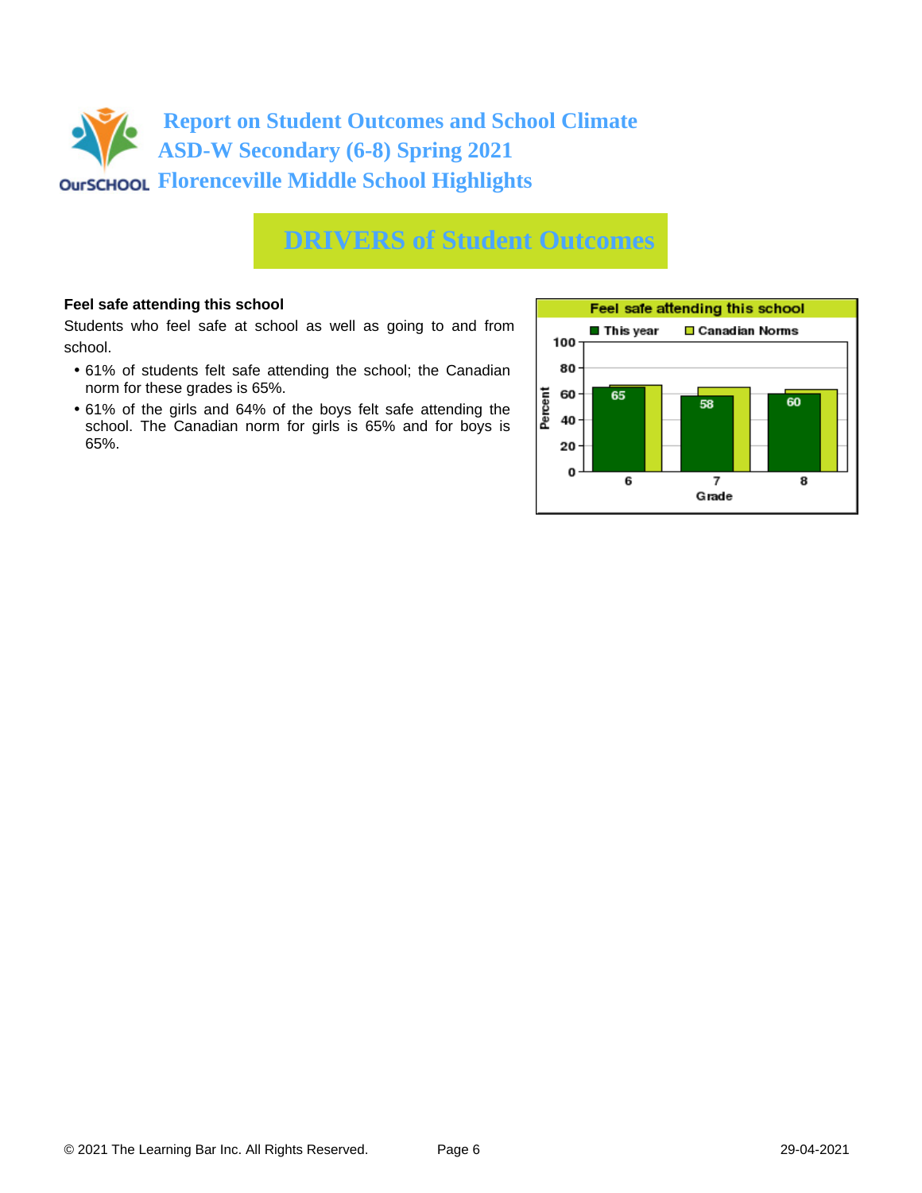# Report on Student Outcomes and School Climate
# ASD-W Secondary (6-8) Spring 2021
# Florenceville Middle School Highlights

## DRIVERS of Student Outcomes

**Feel safe attending this school**

Students who feel safe at school as well as going to and from school.

- 61% of students felt safe attending the school; the Canadian norm for these grades is 65%.
- 61% of the girls and 64% of the boys felt safe attending the school. The Canadian norm for girls is 65% and for boys is 65%.

**Feel safe attending this school**

| Grade | This year (%) |
| --- | --- |
| 6 | 65 |
| 7 | 58 |
| 8 | 60 |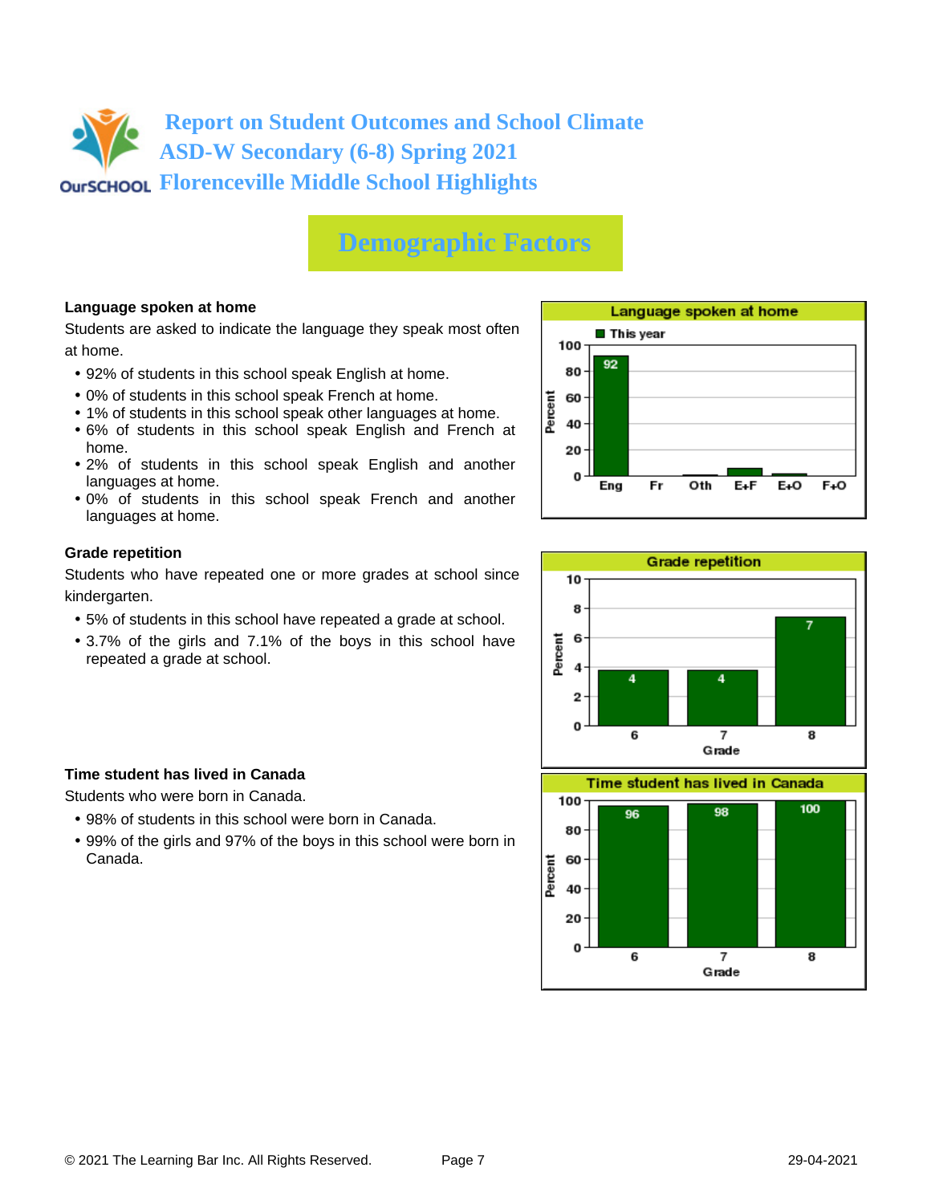# Report on Student Outcomes and School Climate
## ASD-W Secondary (6-8) Spring 2021
## Florenceville Middle School Highlights

## Demographic Factors

### Language spoken at home

Students are asked to indicate the language they speak most often at home.

- 92% of students in this school speak English at home.
- 0% of students in this school speak French at home.
- 1% of students in this school speak other languages at home.
- 6% of students in this school speak English and French at home.
- 2% of students in this school speak English and another languages at home.
- 0% of students in this school speak French and another languages at home.

**Language spoken at home**

| | Eng | Fr | Oth | E+F | E+O | F+O |
|---|---|---|---|---|---|---|
| This year (Percent) | 92 | | | | | |

### Grade repetition

Students who have repeated one or more grades at school since kindergarten.

- 5% of students in this school have repeated a grade at school.
- 3.7% of the girls and 7.1% of the boys in this school have repeated a grade at school.

**Grade repetition**

| Grade | 6 | 7 | 8 |
|---|---|---|---|
| Percent | 4 | 4 | 7 |

### Time student has lived in Canada

Students who were born in Canada.

- 98% of students in this school were born in Canada.
- 99% of the girls and 97% of the boys in this school were born in Canada.

**Time student has lived in Canada**

| Grade | 6 | 7 | 8 |
|---|---|---|---|
| Percent | 96 | 98 | 100 |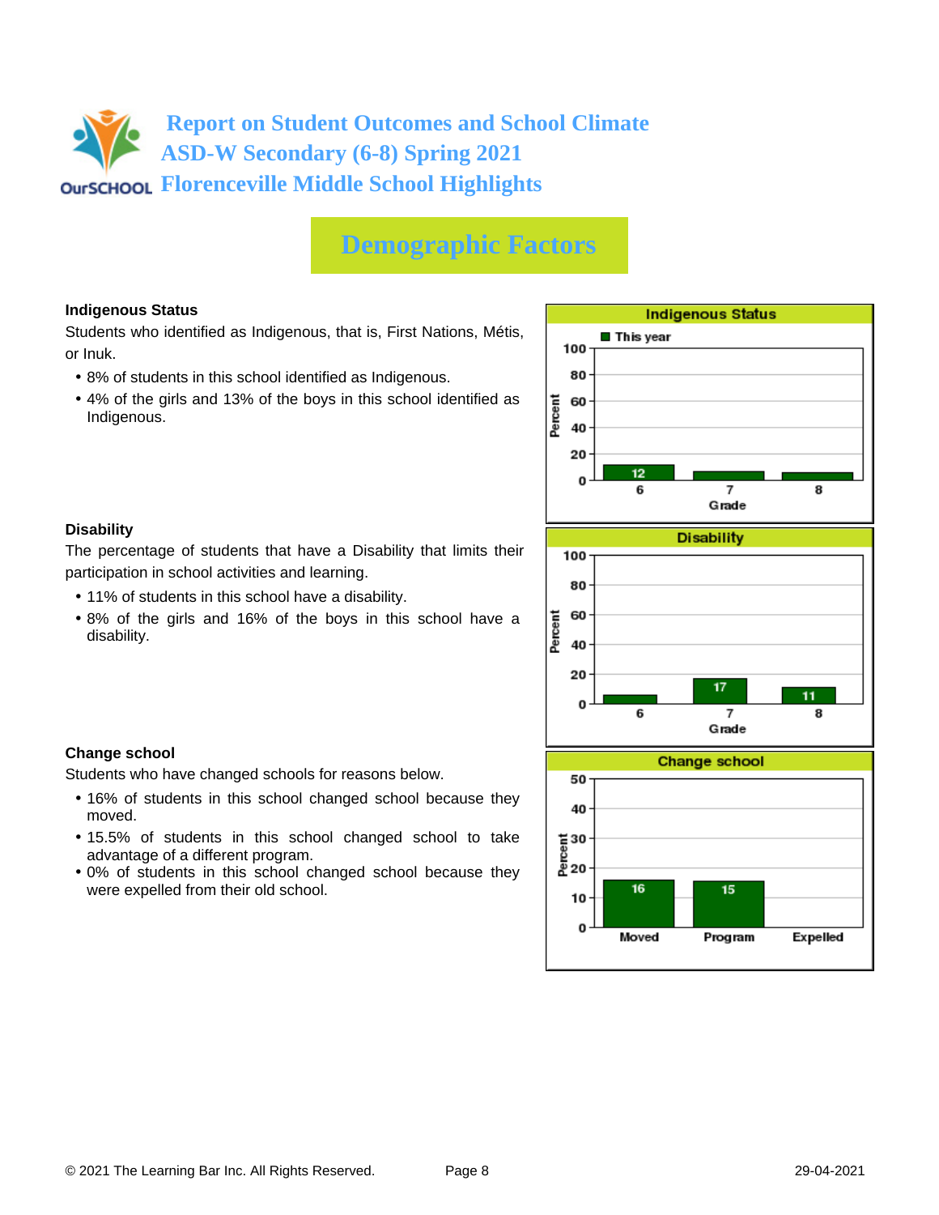# Report on Student Outcomes and School Climate
# ASD-W Secondary (6-8) Spring 2021
# Florenceville Middle School Highlights

## Demographic Factors

**Indigenous Status**

Students who identified as Indigenous, that is, First Nations, Métis, or Inuk.

- 8% of students in this school identified as Indigenous.
- 4% of the girls and 13% of the boys in this school identified as Indigenous.

**Disability**

The percentage of students that have a Disability that limits their participation in school activities and learning.

- 11% of students in this school have a disability.
- 8% of the girls and 16% of the boys in this school have a disability.

**Change school**

Students who have changed schools for reasons below.

- 16% of students in this school changed school because they moved.
- 15.5% of students in this school changed school to take advantage of a different program.
- 0% of students in this school changed school because they were expelled from their old school.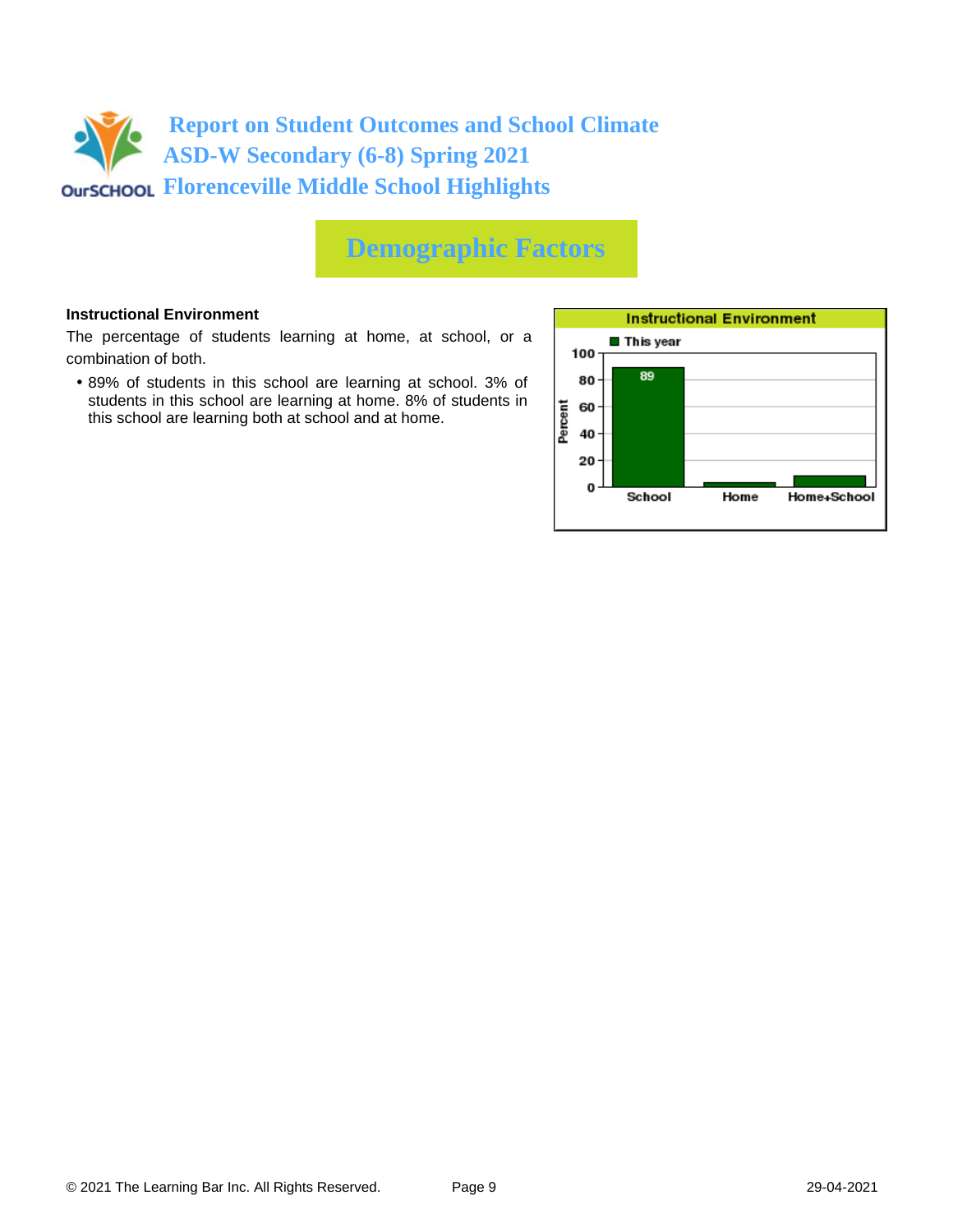# Report on Student Outcomes and School Climate
# ASD-W Secondary (6-8) Spring 2021
# Florenceville Middle School Highlights

## Demographic Factors

**Instructional Environment**

The percentage of students learning at home, at school, or a combination of both.

- 89% of students in this school are learning at school. 3% of students in this school are learning at home. 8% of students in this school are learning both at school and at home.

**Instructional Environment**

| | School | Home | Home+School |
|---|---|---|---|
| This year (Percent) | 89 | 3 | 8 |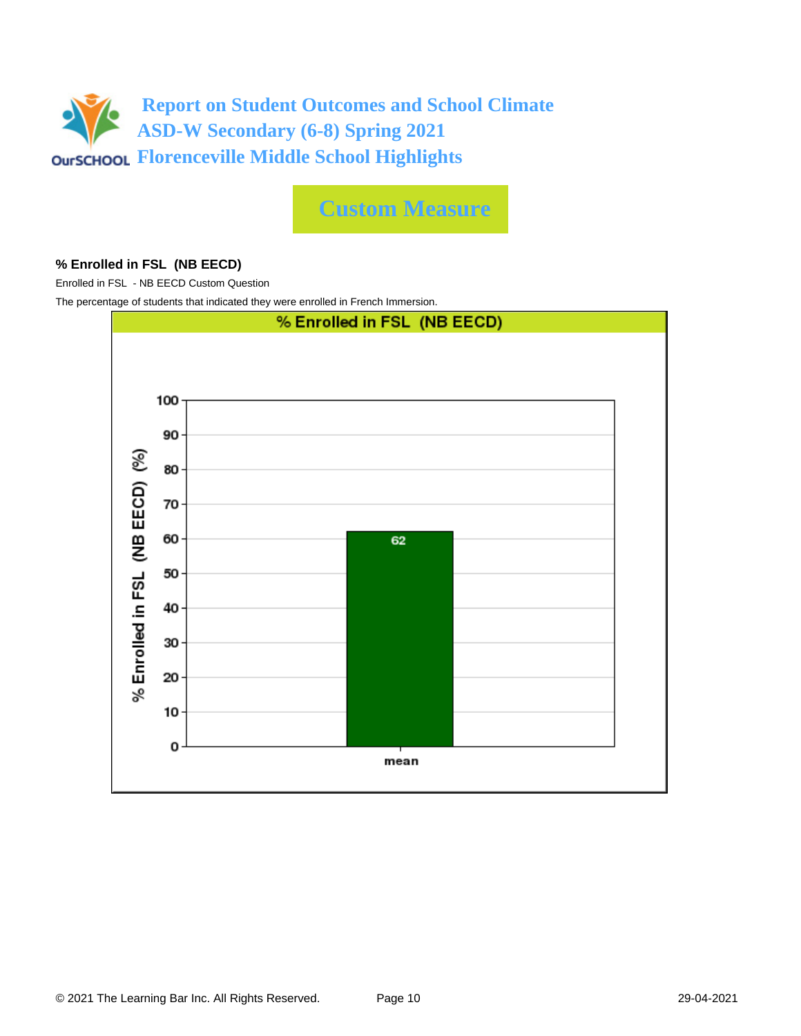# Report on Student Outcomes and School Climate
## ASD-W Secondary (6-8) Spring 2021
## Florenceville Middle School Highlights

## Custom Measure

**% Enrolled in FSL (NB EECD)**

Enrolled in FSL - NB EECD Custom Question

The percentage of students that indicated they were enrolled in French Immersion.

**% Enrolled in FSL (NB EECD)**

| | % Enrolled in FSL (NB EECD) (%) |
|---|---|
| mean | 62 |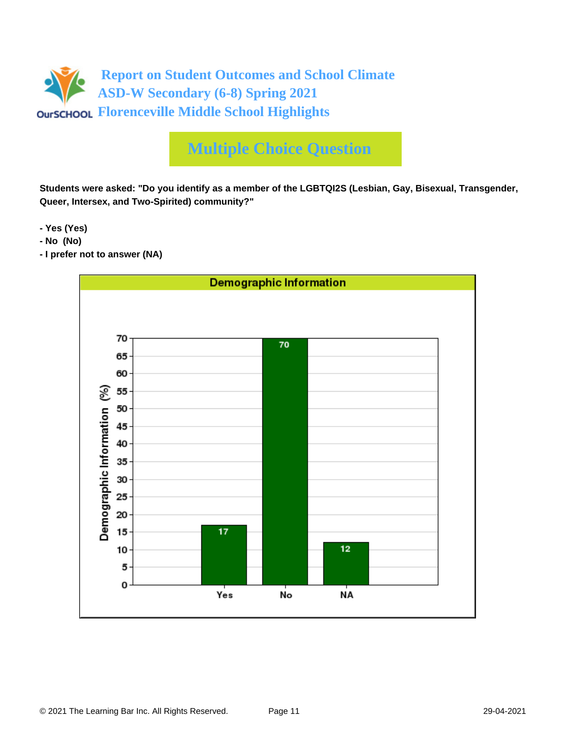# Report on Student Outcomes and School Climate
# ASD-W Secondary (6-8) Spring 2021
# Florenceville Middle School Highlights

## Multiple Choice Question

**Students were asked: "Do you identify as a member of the LGBTQI2S (Lesbian, Gay, Bisexual, Transgender, Queer, Intersex, and Two-Spirited) community?"**

- **Yes (Yes)**
- **No (No)**
- **I prefer not to answer (NA)**

**Demographic Information**

| Response | Demographic Information (%) |
|---|---|
| Yes | 17 |
| No | 70 |
| NA | 12 |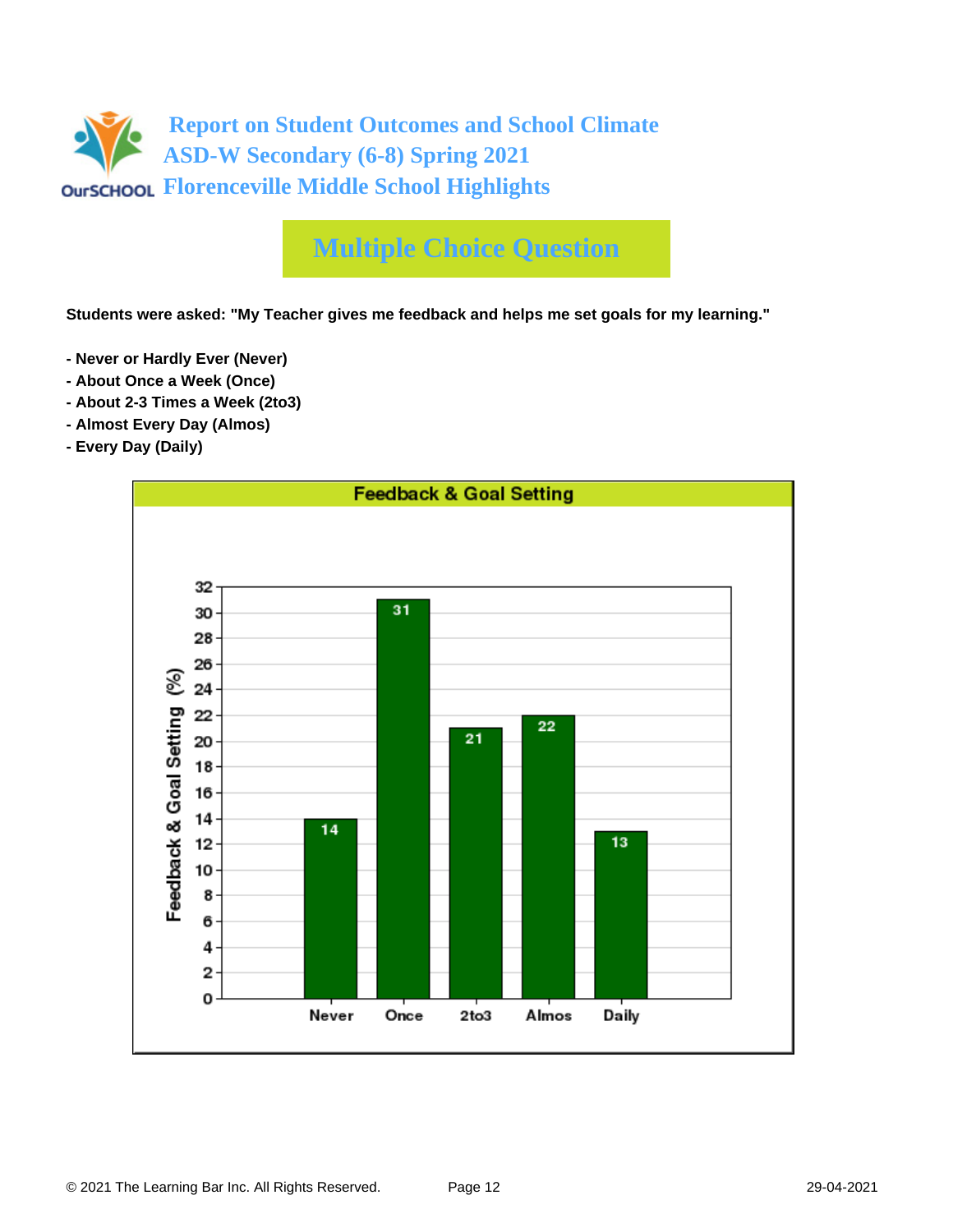# Report on Student Outcomes and School Climate
# ASD-W Secondary (6-8) Spring 2021
# Florenceville Middle School Highlights

## Multiple Choice Question

**Students were asked: "My Teacher gives me feedback and helps me set goals for my learning."**

- **Never or Hardly Ever (Never)**
- **About Once a Week (Once)**
- **About 2-3 Times a Week (2to3)**
- **Almost Every Day (Almos)**
- **Every Day (Daily)**

### Feedback & Goal Setting

| | Never | Once | 2to3 | Almos | Daily |
|---|---|---|---|---|---|
| Feedback & Goal Setting (%) | 14 | 31 | 21 | 22 | 13 |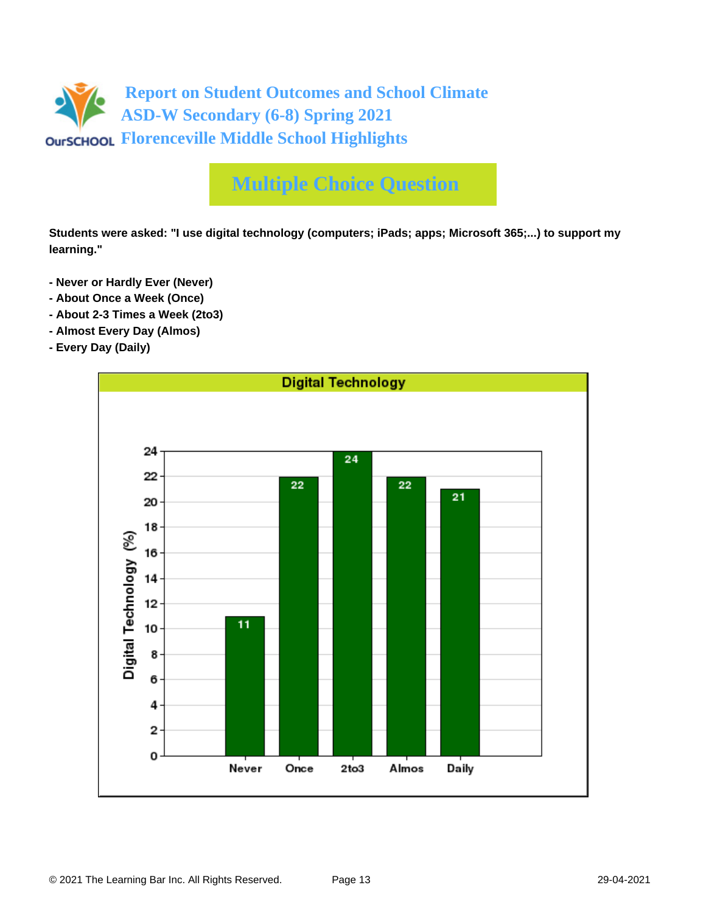# Report on Student Outcomes and School Climate
## ASD-W Secondary (6-8) Spring 2021
## Florenceville Middle School Highlights

## Multiple Choice Question

**Students were asked: "I use digital technology (computers; iPads; apps; Microsoft 365;...) to support my learning."**

- **Never or Hardly Ever (Never)**
- **About Once a Week (Once)**
- **About 2-3 Times a Week (2to3)**
- **Almost Every Day (Almos)**
- **Every Day (Daily)**

Digital Technology

Digital Technology (%)

0
2
4
6
8
10
12
14
16
18
20
22
24

Never
Once
2to3
Almos
Daily

11
22
24
22
21